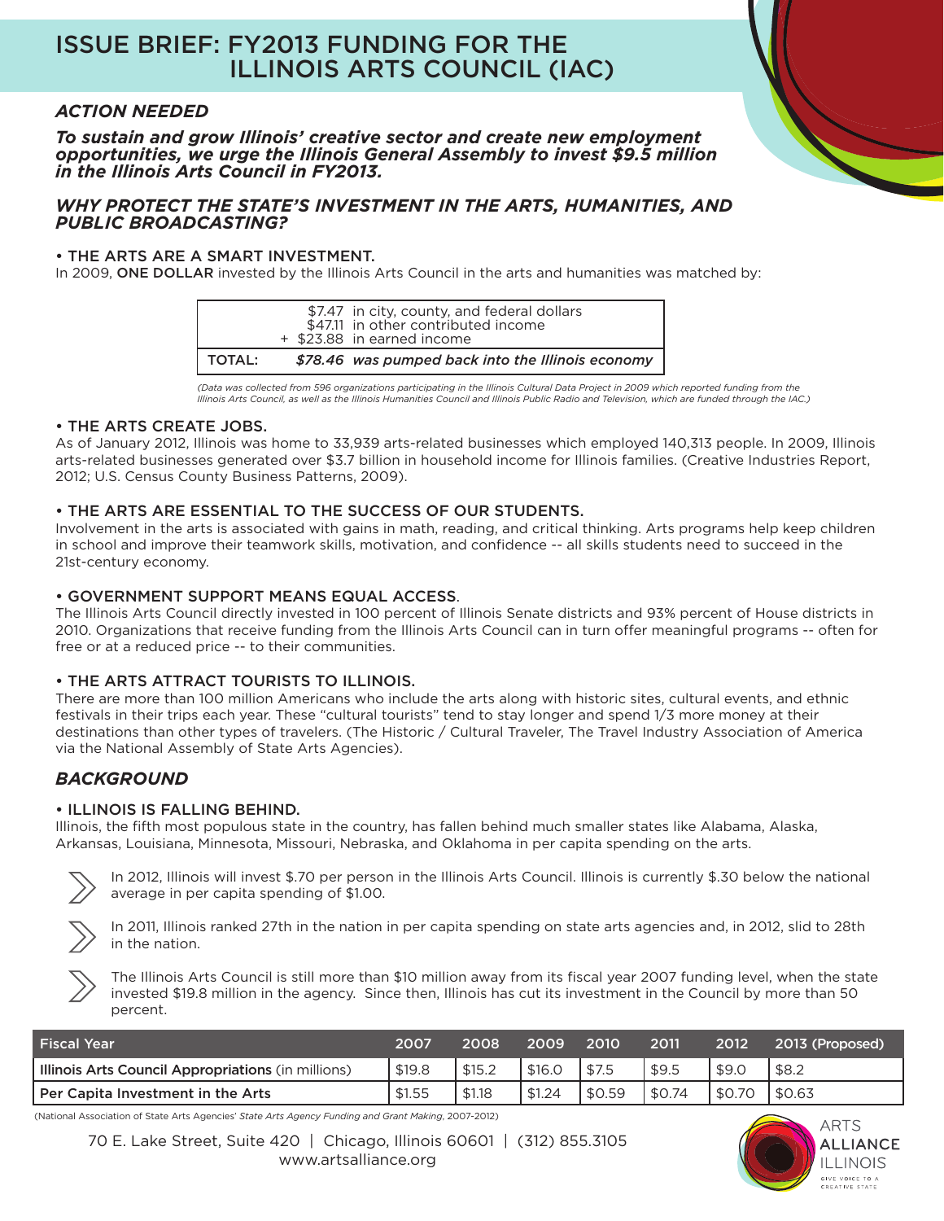# ISSUE BRIEF: FY2013 FUNDING FOR THE ILLINOIS ARTS COUNCIL (IAC)

## *ACTION NEEDED*

***To sustain and grow Illinois' creative sector and create new employment opportunities, we urge the Illinois General Assembly to invest $9.5 million in the Illinois Arts Council in FY2013.***

## *WHY PROTECT THE STATE'S INVESTMENT IN THE ARTS, HUMANITIES, AND PUBLIC BROADCASTING?*

### • THE ARTS ARE A SMART INVESTMENT.

In 2009, ONE DOLLAR invested by the Illinois Arts Council in the arts and humanities was matched by:

| | |
|---|---|
| | $7.47 in city, county, and federal dollars<br>$47.11 in other contributed income<br>+ $23.88 in earned income |
| TOTAL: | *$78.46 was pumped back into the Illinois economy* |

*(Data was collected from 596 organizations participating in the Illinois Cultural Data Project in 2009 which reported funding from the Illinois Arts Council, as well as the Illinois Humanities Council and Illinois Public Radio and Television, which are funded through the IAC.)*

### • THE ARTS CREATE JOBS.

As of January 2012, Illinois was home to 33,939 arts-related businesses which employed 140,313 people. In 2009, Illinois arts-related businesses generated over $3.7 billion in household income for Illinois families. (Creative Industries Report, 2012; U.S. Census County Business Patterns, 2009).

### • THE ARTS ARE ESSENTIAL TO THE SUCCESS OF OUR STUDENTS.

Involvement in the arts is associated with gains in math, reading, and critical thinking. Arts programs help keep children in school and improve their teamwork skills, motivation, and confidence -- all skills students need to succeed in the 21st-century economy.

### • GOVERNMENT SUPPORT MEANS EQUAL ACCESS.

The Illinois Arts Council directly invested in 100 percent of Illinois Senate districts and 93% percent of House districts in 2010. Organizations that receive funding from the Illinois Arts Council can in turn offer meaningful programs -- often for free or at a reduced price -- to their communities.

### • THE ARTS ATTRACT TOURISTS TO ILLINOIS.

There are more than 100 million Americans who include the arts along with historic sites, cultural events, and ethnic festivals in their trips each year. These "cultural tourists" tend to stay longer and spend 1/3 more money at their destinations than other types of travelers. (The Historic / Cultural Traveler, The Travel Industry Association of America via the National Assembly of State Arts Agencies).

## *BACKGROUND*

### • ILLINOIS IS FALLING BEHIND.

Illinois, the fifth most populous state in the country, has fallen behind much smaller states like Alabama, Alaska, Arkansas, Louisiana, Minnesota, Missouri, Nebraska, and Oklahoma in per capita spending on the arts.

- In 2012, Illinois will invest $.70 per person in the Illinois Arts Council. Illinois is currently $.30 below the national average in per capita spending of $1.00.
- In 2011, Illinois ranked 27th in the nation in per capita spending on state arts agencies and, in 2012, slid to 28th in the nation.
- The Illinois Arts Council is still more than $10 million away from its fiscal year 2007 funding level, when the state invested $19.8 million in the agency. Since then, Illinois has cut its investment in the Council by more than 50 percent.

| Fiscal Year | 2007 | 2008 | 2009 | 2010 | 2011 | 2012 | 2013 (Proposed) |
|---|---|---|---|---|---|---|---|
| **Illinois Arts Council Appropriations** (in millions) | $19.8 | $15.2 | $16.0 | $7.5 | $9.5 | $9.0 | $8.2 |
| **Per Capita Investment in the Arts** | $1.55 | $1.18 | $1.24 | $0.59 | $0.74 | $0.70 | $0.63 |

(National Association of State Arts Agencies' *State Arts Agency Funding and Grant Making*, 2007-2012)

70 E. Lake Street, Suite 420 | Chicago, Illinois 60601 | (312) 855.3105
www.artsalliance.org

ARTS ALLIANCE ILLINOIS
GIVE VOICE TO A CREATIVE STATE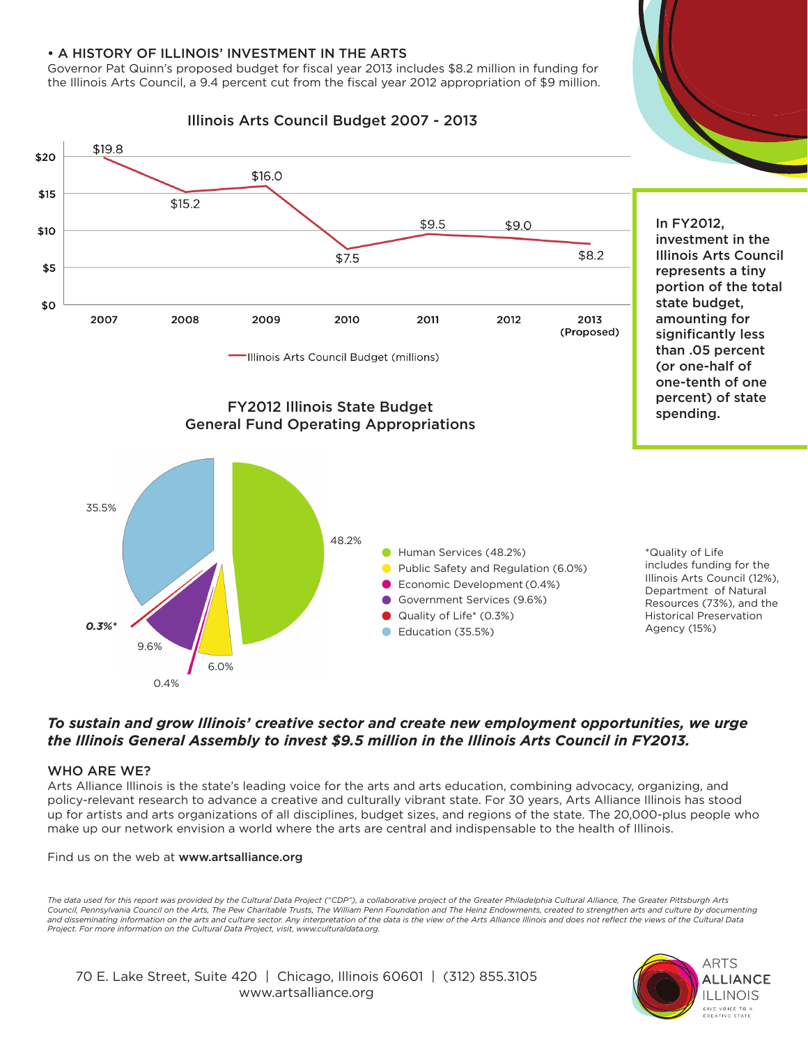## • A HISTORY OF ILLINOIS' INVESTMENT IN THE ARTS

Governor Pat Quinn's proposed budget for fiscal year 2013 includes $8.2 million in funding for the Illinois Arts Council, a 9.4 percent cut from the fiscal year 2012 appropriation of $9 million.

Illinois Arts Council Budget 2007 - 2013

$20
$15
$10
$5
$0

$19.8
$15.2
$16.0
$7.5
$9.5
$9.0
$8.2

2007
2008
2009
2010
2011
2012
2013 (Proposed)

Illinois Arts Council Budget (millions)

**In FY2012, investment in the Illinois Arts Council represents a tiny portion of the total state budget, amounting for significantly less than .05 percent (or one-half of one-tenth of one percent) of state spending.**

FY2012 Illinois State Budget
General Fund Operating Appropriations

35.5%
48.2%
***0.3%****
9.6%
6.0%
0.4%

- Human Services (48.2%)
- Public Safety and Regulation (6.0%)
- Economic Development (0.4%)
- Government Services (9.6%)
- Quality of Life* (0.3%)
- Education (35.5%)

*Quality of Life includes funding for the Illinois Arts Council (12%), Department of Natural Resources (73%), and the Historical Preservation Agency (15%)

***To sustain and grow Illinois' creative sector and create new employment opportunities, we urge the Illinois General Assembly to invest $9.5 million in the Illinois Arts Council in FY2013.***

## WHO ARE WE?

Arts Alliance Illinois is the state's leading voice for the arts and arts education, combining advocacy, organizing, and policy-relevant research to advance a creative and culturally vibrant state. For 30 years, Arts Alliance Illinois has stood up for artists and arts organizations of all disciplines, budget sizes, and regions of the state. The 20,000-plus people who make up our network envision a world where the arts are central and indispensable to the health of Illinois.

Find us on the web at **www.artsalliance.org**

*The data used for this report was provided by the Cultural Data Project ("CDP"), a collaborative project of the Greater Philadelphia Cultural Alliance, The Greater Pittsburgh Arts Council, Pennsylvania Council on the Arts, The Pew Charitable Trusts, The William Penn Foundation and The Heinz Endowments, created to strengthen arts and culture by documenting and disseminating information on the arts and culture sector. Any interpretation of the data is the view of the Arts Alliance Illinois and does not reflect the views of the Cultural Data Project. For more information on the Cultural Data Project, visit, www.culturaldata.org.*

70 E. Lake Street, Suite 420 | Chicago, Illinois 60601 | (312) 855.3105
www.artsalliance.org

ARTS ALLIANCE ILLINOIS
GIVE VOICE TO A CREATIVE STATE